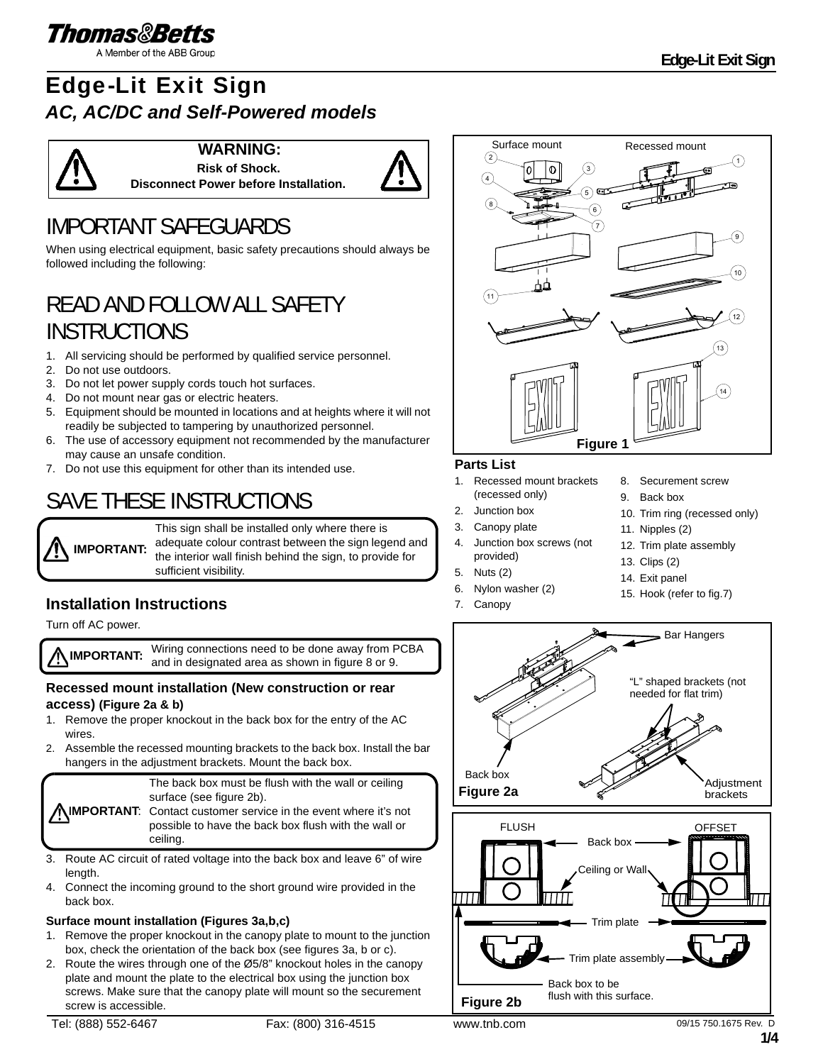# Edge-Lit Exit Sign

## *AC, AC/DC and Self-Powered models*

**WARNING:**
**Risk of Shock.**
**Disconnect Power before Installation.**

# IMPORTANT SAFEGUARDS

When using electrical equipment, basic safety precautions should always be followed including the following:

# READ AND FOLLOW ALL SAFETY INSTRUCTIONS

1. All servicing should be performed by qualified service personnel.
2. Do not use outdoors.
3. Do not let power supply cords touch hot surfaces.
4. Do not mount near gas or electric heaters.
5. Equipment should be mounted in locations and at heights where it will not readily be subjected to tampering by unauthorized personnel.
6. The use of accessory equipment not recommended by the manufacturer may cause an unsafe condition.
7. Do not use this equipment for other than its intended use.

# SAVE THESE INSTRUCTIONS

**IMPORTANT:** This sign shall be installed only where there is adequate colour contrast between the sign legend and the interior wall finish behind the sign, to provide for sufficient visibility.

## Installation Instructions

Turn off AC power.

**IMPORTANT:** Wiring connections need to be done away from PCBA and in designated area as shown in figure 8 or 9.

### Recessed mount installation (New construction or rear access) (Figure 2a & b)

1. Remove the proper knockout in the back box for the entry of the AC wires.
2. Assemble the recessed mounting brackets to the back box. Install the bar hangers in the adjustment brackets. Mount the back box.

**IMPORTANT**: The back box must be flush with the wall or ceiling surface (see figure 2b).
Contact customer service in the event where it's not possible to have the back box flush with the wall or ceiling.

3. Route AC circuit of rated voltage into the back box and leave 6" of wire length.
4. Connect the incoming ground to the short ground wire provided in the back box.

### Surface mount installation (Figures 3a,b,c)

1. Remove the proper knockout in the canopy plate to mount to the junction box, check the orientation of the back box (see figures 3a, b or c).
2. Route the wires through one of the Ø5/8" knockout holes in the canopy plate and mount the plate to the electrical box using the junction box screws. Make sure that the canopy plate will mount so the securement screw is accessible.

Surface mount / Recessed mount

Figure 1

### Parts List

1. Recessed mount brackets (recessed only)
2. Junction box
3. Canopy plate
4. Junction box screws (not provided)
5. Nuts (2)
6. Nylon washer (2)
7. Canopy
8. Securement screw
9. Back box
10. Trim ring (recessed only)
11. Nipples (2)
12. Trim plate assembly
13. Clips (2)
14. Exit panel
15. Hook (refer to fig.7)

Bar Hangers
"L" shaped brackets (not needed for flat trim)
Back box
Adjustment brackets

Figure 2a

FLUSH / OFFSET
Back box
Ceiling or Wall
Trim plate
Trim plate assembly
Back box to be flush with this surface.

Figure 2b

Tel: (888) 552-6467 Fax: (800) 316-4515 www.tnb.com 09/15 750.1675 Rev. D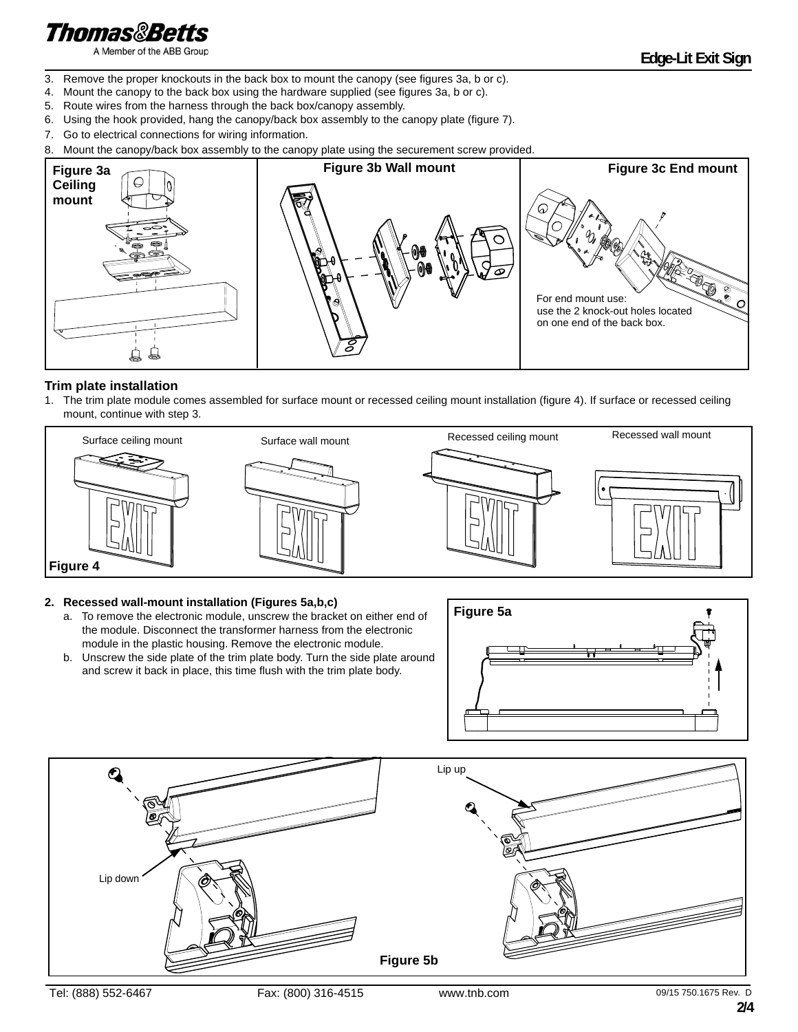3. Remove the proper knockouts in the back box to mount the canopy (see figures 3a, b or c).
4. Mount the canopy to the back box using the hardware supplied (see figures 3a, b or c).
5. Route wires from the harness through the back box/canopy assembly.
6. Using the hook provided, hang the canopy/back box assembly to the canopy plate (figure 7).
7. Go to electrical connections for wiring information.
8. Mount the canopy/back box assembly to the canopy plate using the securement screw provided.

Figure 3a Ceiling mount

Figure 3b Wall mount

Figure 3c End mount

For end mount use: use the 2 knock-out holes located on one end of the back box.

### Trim plate installation

1. The trim plate module comes assembled for surface mount or recessed ceiling mount installation (figure 4). If surface or recessed ceiling mount, continue with step 3.

Surface ceiling mount

Surface wall mount

Recessed ceiling mount

Recessed wall mount

Figure 4

2. **Recessed wall-mount installation (Figures 5a,b,c)**
   a. To remove the electronic module, unscrew the bracket on either end of the module. Disconnect the transformer harness from the electronic module in the plastic housing. Remove the electronic module.
   b. Unscrew the side plate of the trim plate body. Turn the side plate around and screw it back in place, this time flush with the trim plate body.

Figure 5a

Lip up

Lip down

Figure 5b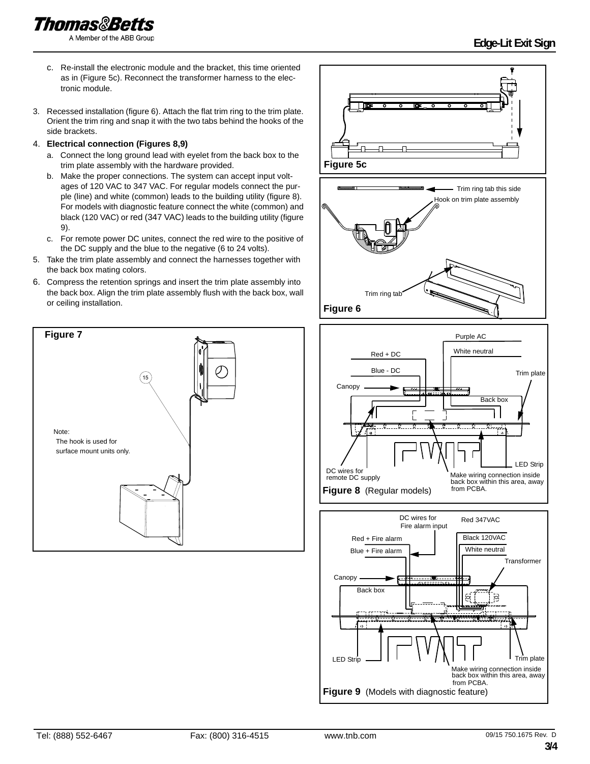c. Re-install the electronic module and the bracket, this time oriented as in (Figure 5c). Reconnect the transformer harness to the electronic module.

3. Recessed installation (figure 6). Attach the flat trim ring to the trim plate. Orient the trim ring and snap it with the two tabs behind the hooks of the side brackets.

4. **Electrical connection (Figures 8,9)**
   - a. Connect the long ground lead with eyelet from the back box to the trim plate assembly with the hardware provided.
   - b. Make the proper connections. The system can accept input voltages of 120 VAC to 347 VAC. For regular models connect the purple (line) and white (common) leads to the building utility (figure 8). For models with diagnostic feature connect the white (common) and black (120 VAC) or red (347 VAC) leads to the building utility (figure 9).
   - c. For remote power DC unites, connect the red wire to the positive of the DC supply and the blue to the negative (6 to 24 volts).

5. Take the trim plate assembly and connect the harnesses together with the back box mating colors.

6. Compress the retention springs and insert the trim plate assembly into the back box. Align the trim plate assembly flush with the back box, wall or ceiling installation.

**Figure 7**

Note: The hook is used for surface mount units only.

**Figure 5c**

Trim ring tab this side

Hook on trim plate assembly

Trim ring tab

**Figure 6**

Purple AC

White neutral

Red + DC

Blue - DC

Trim plate

Canopy

Back box

LED Strip

DC wires for remote DC supply

Make wiring connection inside back box within this area, away from PCBA.

**Figure 8** (Regular models)

DC wires for Fire alarm input

Red 347VAC

Red + Fire alarm

Black 120VAC

Blue + Fire alarm

White neutral

Transformer

Canopy

Back box

LED Strip

Trim plate

Make wiring connection inside back box within this area, away from PCBA.

**Figure 9** (Models with diagnostic feature)

Tel: (888) 552-6467 Fax: (800) 316-4515 www.tnb.com 09/15 750.1675 Rev. D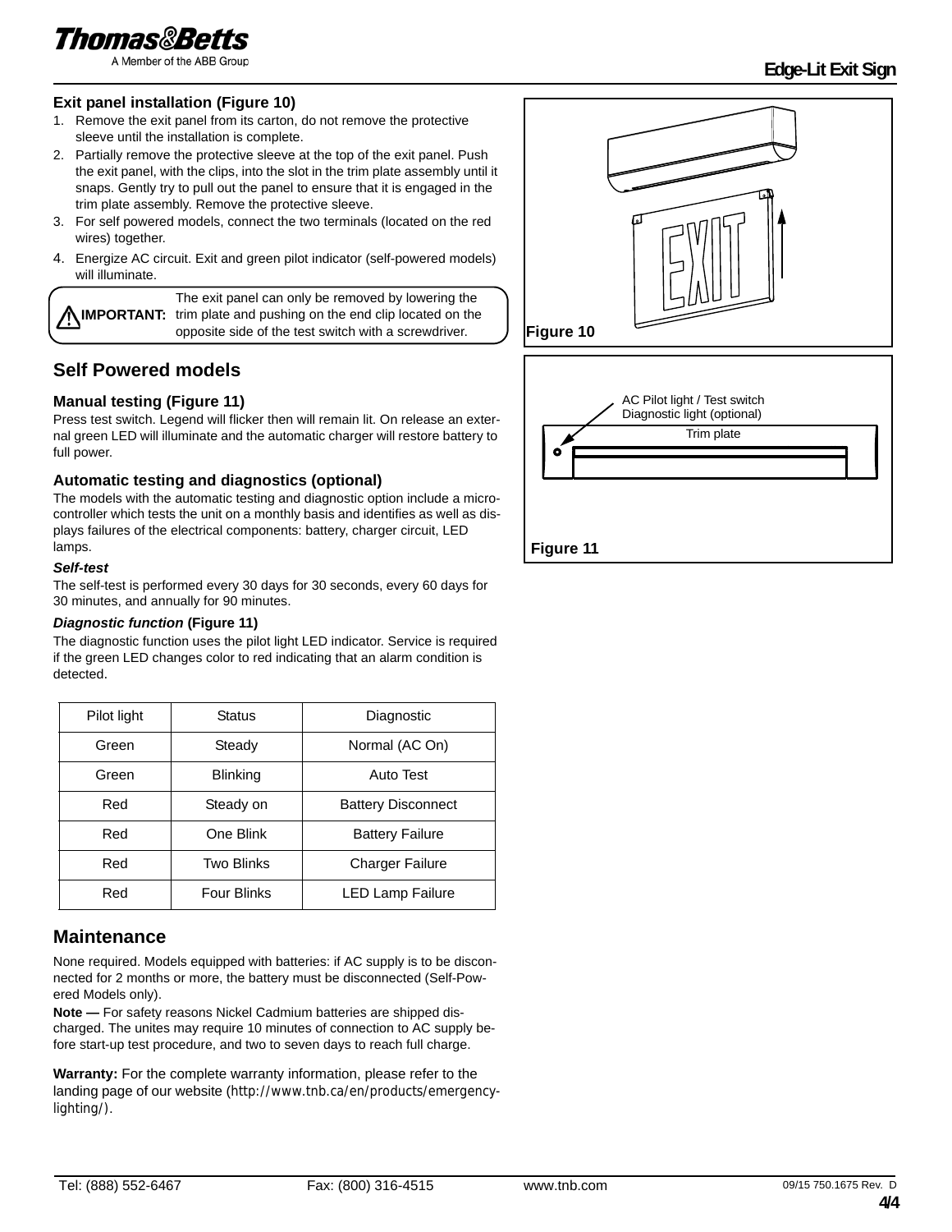### Exit panel installation (Figure 10)

1. Remove the exit panel from its carton, do not remove the protective sleeve until the installation is complete.
2. Partially remove the protective sleeve at the top of the exit panel. Push the exit panel, with the clips, into the slot in the trim plate assembly until it snaps. Gently try to pull out the panel to ensure that it is engaged in the trim plate assembly. Remove the protective sleeve.
3. For self powered models, connect the two terminals (located on the red wires) together.
4. Energize AC circuit. Exit and green pilot indicator (self-powered models) will illuminate.

⚠ **IMPORTANT:** The exit panel can only be removed by lowering the trim plate and pushing on the end clip located on the opposite side of the test switch with a screwdriver.

Figure 10

AC Pilot light / Test switch
Diagnostic light (optional)

Trim plate

Figure 11

## Self Powered models

### Manual testing (Figure 11)

Press test switch. Legend will flicker then will remain lit. On release an external green LED will illuminate and the automatic charger will restore battery to full power.

### Automatic testing and diagnostics (optional)

The models with the automatic testing and diagnostic option include a micro-controller which tests the unit on a monthly basis and identifies as well as displays failures of the electrical components: battery, charger circuit, LED lamps.

#### *Self-test*

The self-test is performed every 30 days for 30 seconds, every 60 days for 30 minutes, and annually for 90 minutes.

#### *Diagnostic function* (Figure 11)

The diagnostic function uses the pilot light LED indicator. Service is required if the green LED changes color to red indicating that an alarm condition is detected.

| Pilot light | Status | Diagnostic |
|---|---|---|
| Green | Steady | Normal (AC On) |
| Green | Blinking | Auto Test |
| Red | Steady on | Battery Disconnect |
| Red | One Blink | Battery Failure |
| Red | Two Blinks | Charger Failure |
| Red | Four Blinks | LED Lamp Failure |

## Maintenance

None required. Models equipped with batteries: if AC supply is to be disconnected for 2 months or more, the battery must be disconnected (Self-Powered Models only).

**Note —** For safety reasons Nickel Cadmium batteries are shipped discharged. The unites may require 10 minutes of connection to AC supply before start-up test procedure, and two to seven days to reach full charge.

**Warranty:** For the complete warranty information, please refer to the landing page of our website (http://www.tnb.ca/en/products/emergency-lighting/).

Tel: (888) 552-6467 Fax: (800) 316-4515 www.tnb.com 09/15 750.1675 Rev. D